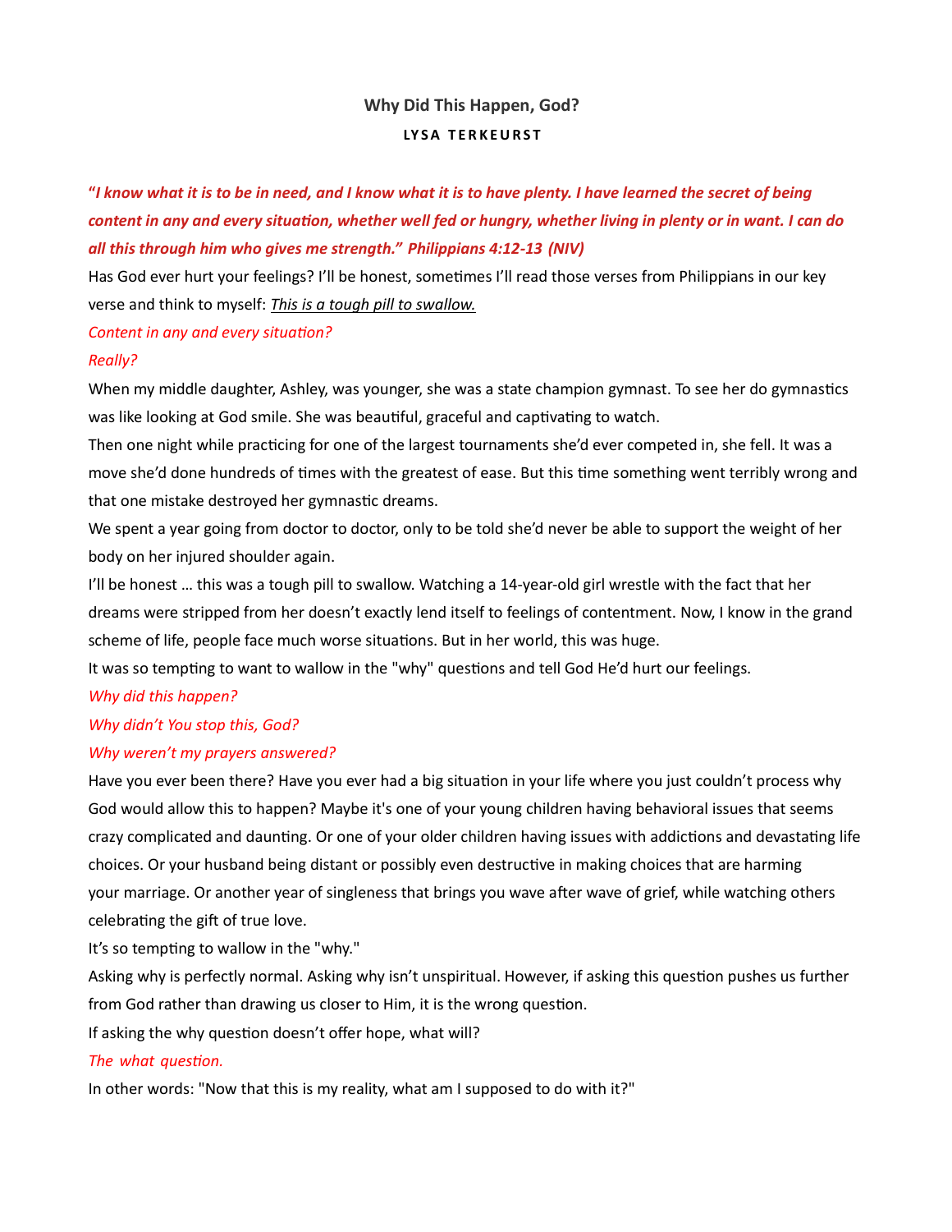# Why Did This Happen, God?

**LYSA TERKEURST**

***"I know what it is to be in need, and I know what it is to have plenty. I have learned the secret of being content in any and every situation, whether well fed or hungry, whether living in plenty or in want. I can do all this through him who gives me strength." Philippians 4:12-13 (NIV)***

Has God ever hurt your feelings? I'll be honest, sometimes I'll read those verses from Philippians in our key verse and think to myself: *This is a tough pill to swallow.*

*Content in any and every situation?*

*Really?*

When my middle daughter, Ashley, was younger, she was a state champion gymnast. To see her do gymnastics was like looking at God smile. She was beautiful, graceful and captivating to watch.

Then one night while practicing for one of the largest tournaments she'd ever competed in, she fell. It was a move she'd done hundreds of times with the greatest of ease. But this time something went terribly wrong and that one mistake destroyed her gymnastic dreams.

We spent a year going from doctor to doctor, only to be told she'd never be able to support the weight of her body on her injured shoulder again.

I'll be honest … this was a tough pill to swallow. Watching a 14-year-old girl wrestle with the fact that her dreams were stripped from her doesn't exactly lend itself to feelings of contentment. Now, I know in the grand scheme of life, people face much worse situations. But in her world, this was huge.

It was so tempting to want to wallow in the "why" questions and tell God He'd hurt our feelings.

*Why did this happen?*

*Why didn't You stop this, God?*

*Why weren't my prayers answered?*

Have you ever been there? Have you ever had a big situation in your life where you just couldn't process why God would allow this to happen? Maybe it's one of your young children having behavioral issues that seems crazy complicated and daunting. Or one of your older children having issues with addictions and devastating life choices. Or your husband being distant or possibly even destructive in making choices that are harming your marriage. Or another year of singleness that brings you wave after wave of grief, while watching others celebrating the gift of true love.

It's so tempting to wallow in the "why."

Asking why is perfectly normal. Asking why isn't unspiritual. However, if asking this question pushes us further from God rather than drawing us closer to Him, it is the wrong question.

If asking the why question doesn't offer hope, what will?

*The what question.*

In other words: "Now that this is my reality, what am I supposed to do with it?"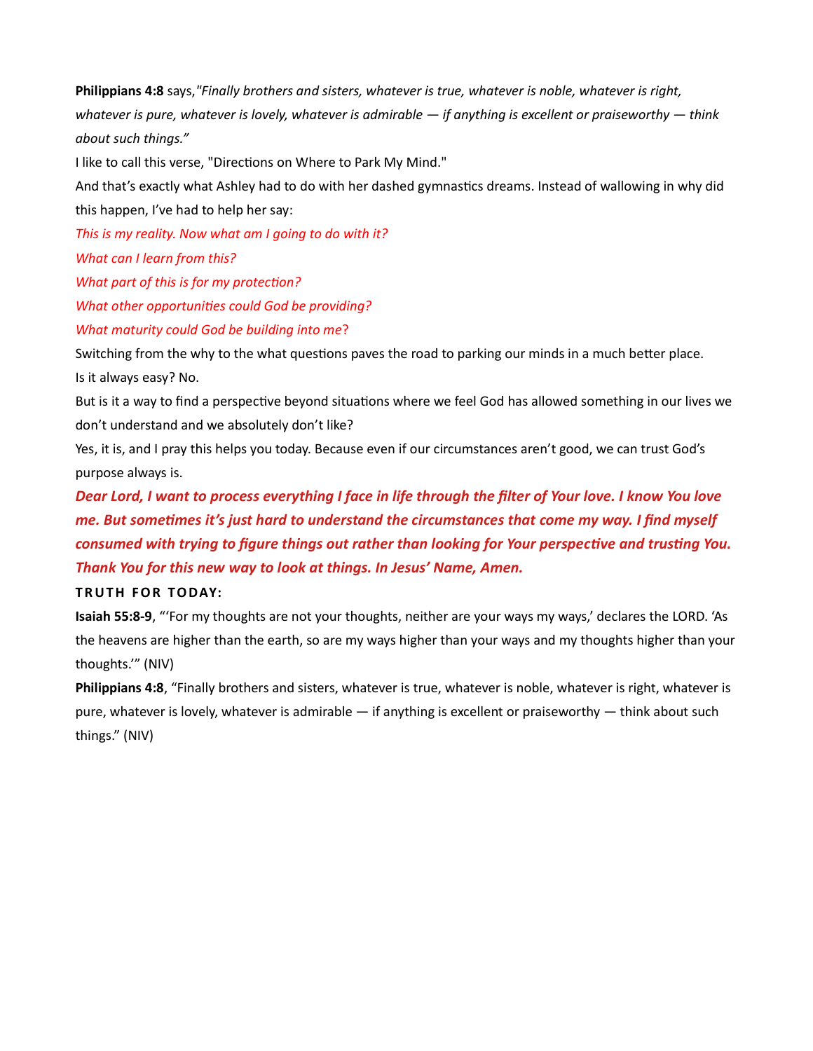**Philippians 4:8** says,*"Finally brothers and sisters, whatever is true, whatever is noble, whatever is right, whatever is pure, whatever is lovely, whatever is admirable — if anything is excellent or praiseworthy — think about such things."*

I like to call this verse, "Directions on Where to Park My Mind."

And that's exactly what Ashley had to do with her dashed gymnastics dreams. Instead of wallowing in why did this happen, I've had to help her say:

*This is my reality. Now what am I going to do with it?*

*What can I learn from this?*

*What part of this is for my protection?*

*What other opportunities could God be providing?*

*What maturity could God be building into me*?

Switching from the why to the what questions paves the road to parking our minds in a much better place.

Is it always easy? No.

But is it a way to find a perspective beyond situations where we feel God has allowed something in our lives we don't understand and we absolutely don't like?

Yes, it is, and I pray this helps you today. Because even if our circumstances aren't good, we can trust God's purpose always is.

***Dear Lord, I want to process everything I face in life through the filter of Your love. I know You love me. But sometimes it's just hard to understand the circumstances that come my way. I find myself consumed with trying to figure things out rather than looking for Your perspective and trusting You. Thank You for this new way to look at things. In Jesus' Name, Amen.***

**TRUTH FOR TODAY:**

**Isaiah 55:8-9**, "'For my thoughts are not your thoughts, neither are your ways my ways,' declares the LORD. 'As the heavens are higher than the earth, so are my ways higher than your ways and my thoughts higher than your thoughts.'" (NIV)

**Philippians 4:8**, "Finally brothers and sisters, whatever is true, whatever is noble, whatever is right, whatever is pure, whatever is lovely, whatever is admirable — if anything is excellent or praiseworthy — think about such things." (NIV)